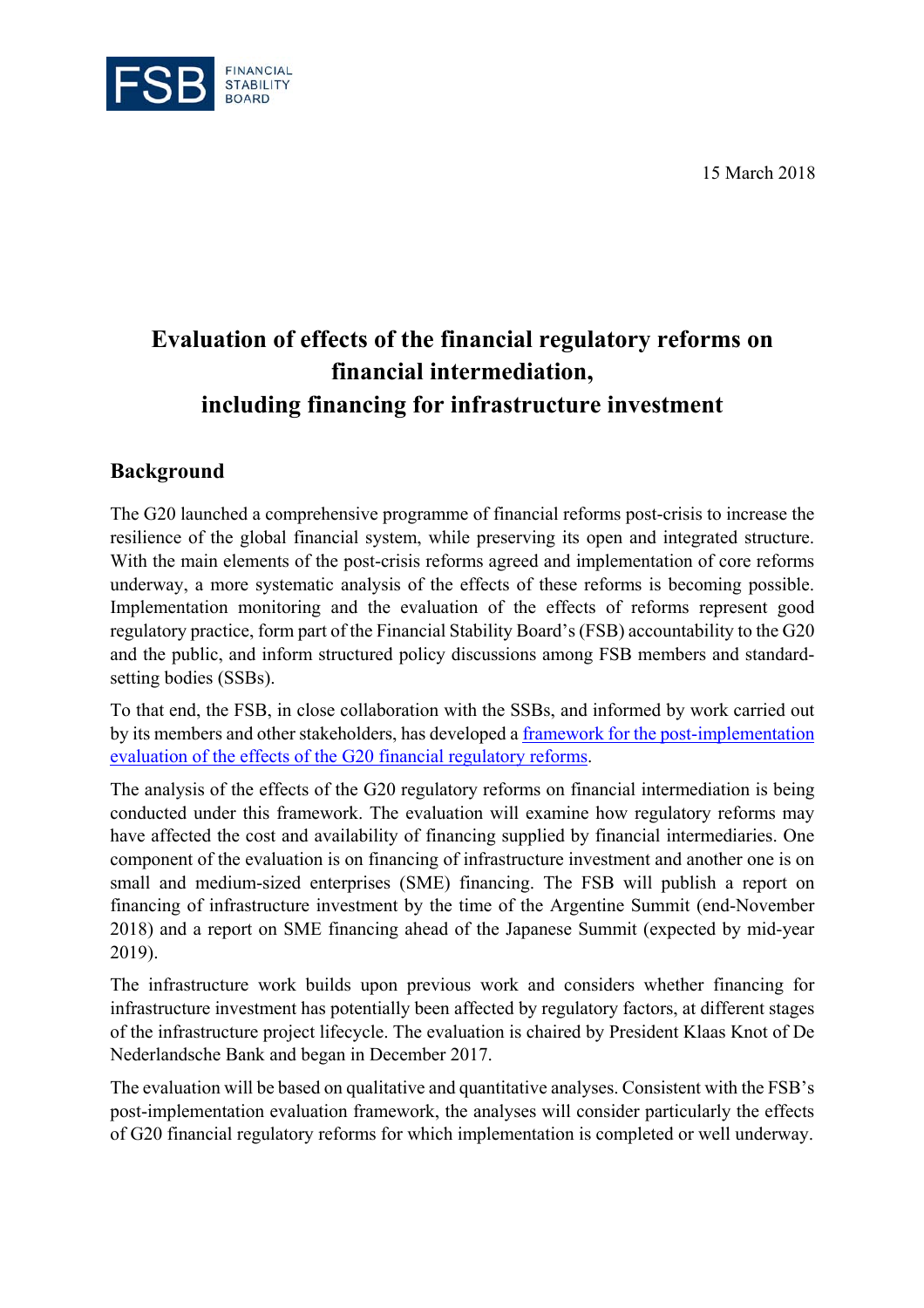FSB FINANCIAL STABILITY BOARD

15 March 2018

# Evaluation of effects of the financial regulatory reforms on financial intermediation, including financing for infrastructure investment

## Background

The G20 launched a comprehensive programme of financial reforms post-crisis to increase the resilience of the global financial system, while preserving its open and integrated structure. With the main elements of the post-crisis reforms agreed and implementation of core reforms underway, a more systematic analysis of the effects of these reforms is becoming possible. Implementation monitoring and the evaluation of the effects of reforms represent good regulatory practice, form part of the Financial Stability Board's (FSB) accountability to the G20 and the public, and inform structured policy discussions among FSB members and standard-setting bodies (SSBs).

To that end, the FSB, in close collaboration with the SSBs, and informed by work carried out by its members and other stakeholders, has developed a [framework for the post-implementation evaluation of the effects of the G20 financial regulatory reforms](framework for the post-implementation evaluation of the effects of the G20 financial regulatory reforms).

The analysis of the effects of the G20 regulatory reforms on financial intermediation is being conducted under this framework. The evaluation will examine how regulatory reforms may have affected the cost and availability of financing supplied by financial intermediaries. One component of the evaluation is on financing of infrastructure investment and another one is on small and medium-sized enterprises (SME) financing. The FSB will publish a report on financing of infrastructure investment by the time of the Argentine Summit (end-November 2018) and a report on SME financing ahead of the Japanese Summit (expected by mid-year 2019).

The infrastructure work builds upon previous work and considers whether financing for infrastructure investment has potentially been affected by regulatory factors, at different stages of the infrastructure project lifecycle. The evaluation is chaired by President Klaas Knot of De Nederlandsche Bank and began in December 2017.

The evaluation will be based on qualitative and quantitative analyses. Consistent with the FSB's post-implementation evaluation framework, the analyses will consider particularly the effects of G20 financial regulatory reforms for which implementation is completed or well underway.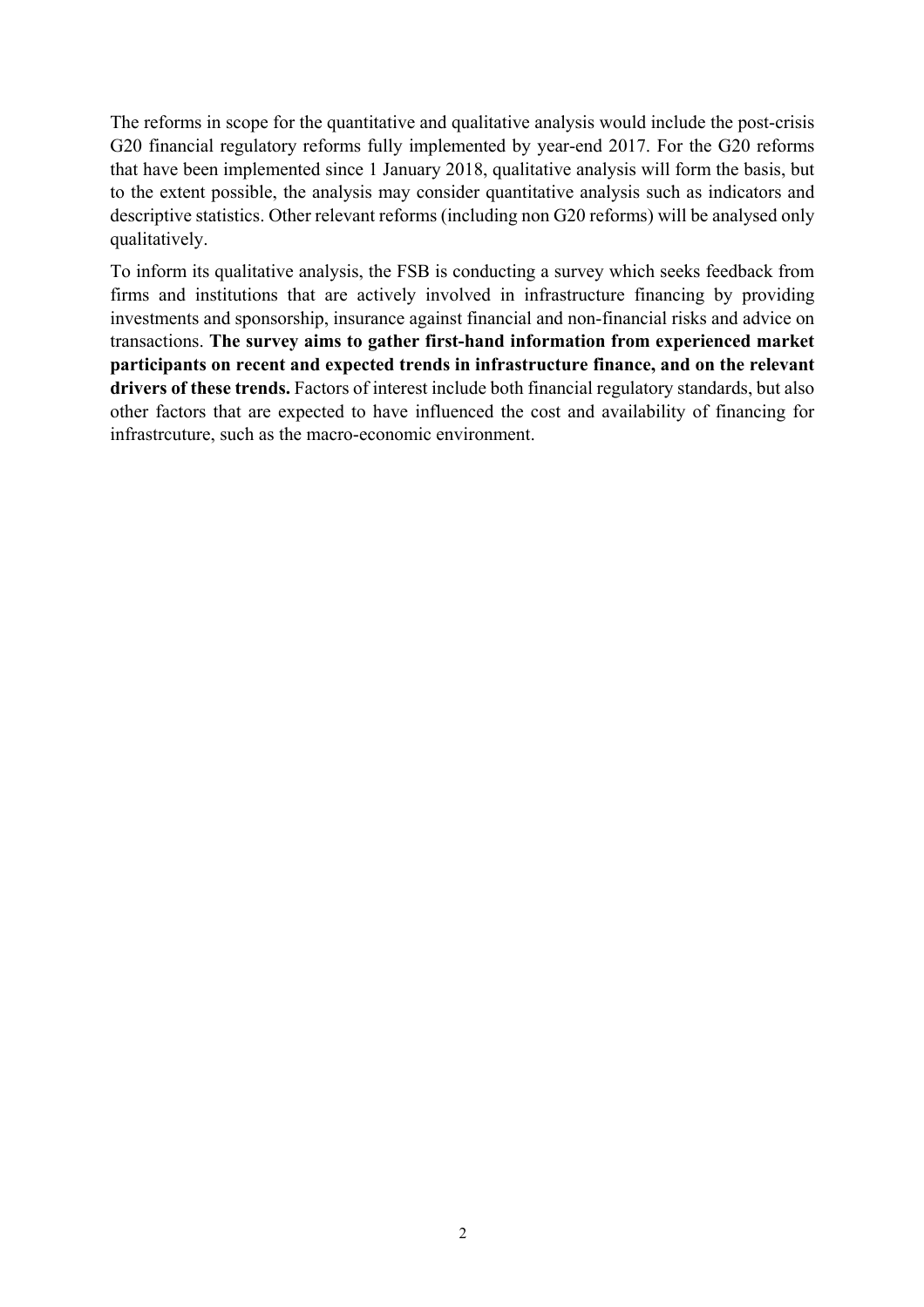The reforms in scope for the quantitative and qualitative analysis would include the post-crisis G20 financial regulatory reforms fully implemented by year-end 2017. For the G20 reforms that have been implemented since 1 January 2018, qualitative analysis will form the basis, but to the extent possible, the analysis may consider quantitative analysis such as indicators and descriptive statistics. Other relevant reforms (including non G20 reforms) will be analysed only qualitatively.

To inform its qualitative analysis, the FSB is conducting a survey which seeks feedback from firms and institutions that are actively involved in infrastructure financing by providing investments and sponsorship, insurance against financial and non-financial risks and advice on transactions. **The survey aims to gather first-hand information from experienced market participants on recent and expected trends in infrastructure finance, and on the relevant drivers of these trends.** Factors of interest include both financial regulatory standards, but also other factors that are expected to have influenced the cost and availability of financing for infrastrcuture, such as the macro-economic environment.